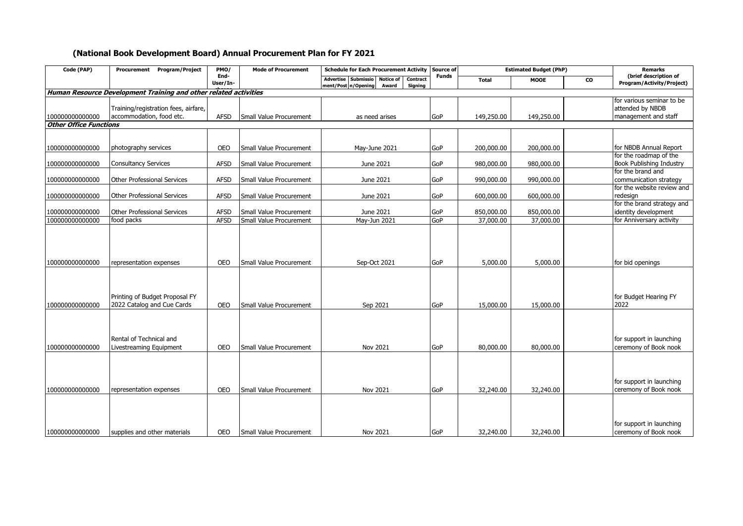# (National Book Development Board) Annual Procurement Plan for FY 2021

| Code (PAP) | Procurement Program/Project | PMO/ End-User/In-charge | Mode of Procurement | Schedule for Each Procurement Activity | | | | Source of Funds | Estimated Budget (PhP) | | | Remarks (brief description of Program/Activity/Project) |
|---|---|---|---|---|---|---|---|---|---|---|---|---|
| | | | | Advertisement/Posting | Submission/Opening | Notice of Award | Contract Signing | | Total | MOOE | CO | |
| ***Human Resource Development Training and other related activities*** | | | | | | | | | | | | |
| 100000000000000 | Training/registration fees, airfare, accommodation, food etc. | AFSD | Small Value Procurement | as need arises | | | | GoP | 149,250.00 | 149,250.00 | | for various seminar to be attended by NBDB management and staff |
| ***Other Office Functions*** | | | | | | | | | | | | |
| 100000000000000 | photography services | OEO | Small Value Procurement | May-June 2021 | | | | GoP | 200,000.00 | 200,000.00 | | for NBDB Annual Report |
| 100000000000000 | Consultancy Services | AFSD | Small Value Procurement | June 2021 | | | | GoP | 980,000.00 | 980,000.00 | | for the roadmap of the Book Publishing Industry |
| 100000000000000 | Other Professional Services | AFSD | Small Value Procurement | June 2021 | | | | GoP | 990,000.00 | 990,000.00 | | for the brand and communication strategy |
| 100000000000000 | Other Professional Services | AFSD | Small Value Procurement | June 2021 | | | | GoP | 600,000.00 | 600,000.00 | | for the website review and redesign |
| 100000000000000 | Other Professional Services | AFSD | Small Value Procurement | June 2021 | | | | GoP | 850,000.00 | 850,000.00 | | for the brand strategy and identity development |
| 100000000000000 | food packs | AFSD | Small Value Procurement | May-Jun 2021 | | | | GoP | 37,000.00 | 37,000.00 | | for Anniversary activity |
| 100000000000000 | representation expenses | OEO | Small Value Procurement | Sep-Oct 2021 | | | | GoP | 5,000.00 | 5,000.00 | | for bid openings |
| 100000000000000 | Printing of Budget Proposal FY 2022 Catalog and Cue Cards | OEO | Small Value Procurement | Sep 2021 | | | | GoP | 15,000.00 | 15,000.00 | | for Budget Hearing FY 2022 |
| 100000000000000 | Rental of Technical and Livestreaming Equipment | OEO | Small Value Procurement | Nov 2021 | | | | GoP | 80,000.00 | 80,000.00 | | for support in launching ceremony of Book nook |
| 100000000000000 | representation expenses | OEO | Small Value Procurement | Nov 2021 | | | | GoP | 32,240.00 | 32,240.00 | | for support in launching ceremony of Book nook |
| 100000000000000 | supplies and other materials | OEO | Small Value Procurement | Nov 2021 | | | | GoP | 32,240.00 | 32,240.00 | | for support in launching ceremony of Book nook |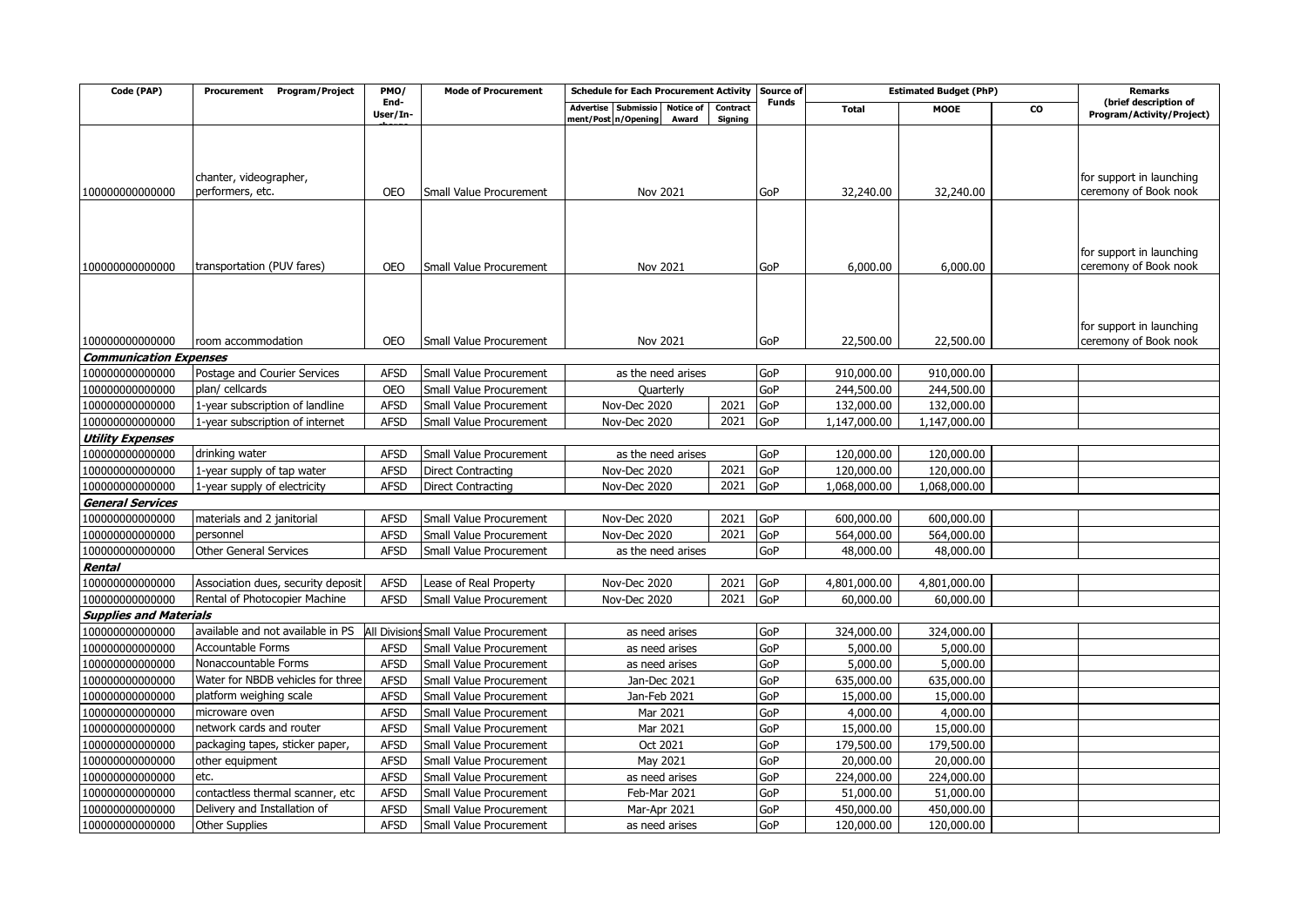| Code (PAP) | Procurement Program/Project | PMO/ End-User/In-charge | Mode of Procurement | Schedule for Each Procurement Activity | | | | Source of Funds | Estimated Budget (PhP) | | | Remarks (brief description of Program/Activity/Project) |
|---|---|---|---|---|---|---|---|---|---|---|---|---|
| | | | | Advertisement/Posting | Submission/Opening | Notice of Award | Contract Signing | | Total | MOOE | CO | |
| 100000000000000 | chanter, videographer, performers, etc. | OEO | Small Value Procurement | Nov 2021 | | | | GoP | 32,240.00 | 32,240.00 | | for support in launching ceremony of Book nook |
| 100000000000000 | transportation (PUV fares) | OEO | Small Value Procurement | Nov 2021 | | | | GoP | 6,000.00 | 6,000.00 | | for support in launching ceremony of Book nook |
| 100000000000000 | room accommodation | OEO | Small Value Procurement | Nov 2021 | | | | GoP | 22,500.00 | 22,500.00 | | for support in launching ceremony of Book nook |
| ***Communication Expenses*** | | | | | | | | | | | | |
| 100000000000000 | Postage and Courier Services | AFSD | Small Value Procurement | as the need arises | | | | GoP | 910,000.00 | 910,000.00 | | |
| 100000000000000 | plan/ cellcards | OEO | Small Value Procurement | Quarterly | | | | GoP | 244,500.00 | 244,500.00 | | |
| 100000000000000 | 1-year subscription of landline | AFSD | Small Value Procurement | Nov-Dec 2020 | | | 2021 | GoP | 132,000.00 | 132,000.00 | | |
| 100000000000000 | 1-year subscription of internet | AFSD | Small Value Procurement | Nov-Dec 2020 | | | 2021 | GoP | 1,147,000.00 | 1,147,000.00 | | |
| ***Utility Expenses*** | | | | | | | | | | | | |
| 100000000000000 | drinking water | AFSD | Small Value Procurement | as the need arises | | | | GoP | 120,000.00 | 120,000.00 | | |
| 100000000000000 | 1-year supply of tap water | AFSD | Direct Contracting | Nov-Dec 2020 | | | 2021 | GoP | 120,000.00 | 120,000.00 | | |
| 100000000000000 | 1-year supply of electricity | AFSD | Direct Contracting | Nov-Dec 2020 | | | 2021 | GoP | 1,068,000.00 | 1,068,000.00 | | |
| ***General Services*** | | | | | | | | | | | | |
| 100000000000000 | materials and 2 janitorial | AFSD | Small Value Procurement | Nov-Dec 2020 | | | 2021 | GoP | 600,000.00 | 600,000.00 | | |
| 100000000000000 | personnel | AFSD | Small Value Procurement | Nov-Dec 2020 | | | 2021 | GoP | 564,000.00 | 564,000.00 | | |
| 100000000000000 | Other General Services | AFSD | Small Value Procurement | as the need arises | | | | GoP | 48,000.00 | 48,000.00 | | |
| ***Rental*** | | | | | | | | | | | | |
| 100000000000000 | Association dues, security deposit | AFSD | Lease of Real Property | Nov-Dec 2020 | | | 2021 | GoP | 4,801,000.00 | 4,801,000.00 | | |
| 100000000000000 | Rental of Photocopier Machine | AFSD | Small Value Procurement | Nov-Dec 2020 | | | 2021 | GoP | 60,000.00 | 60,000.00 | | |
| ***Supplies and Materials*** | | | | | | | | | | | | |
| 100000000000000 | available and not available in PS | All Divisions | Small Value Procurement | as need arises | | | | GoP | 324,000.00 | 324,000.00 | | |
| 100000000000000 | Accountable Forms | AFSD | Small Value Procurement | as need arises | | | | GoP | 5,000.00 | 5,000.00 | | |
| 100000000000000 | Nonaccountable Forms | AFSD | Small Value Procurement | as need arises | | | | GoP | 5,000.00 | 5,000.00 | | |
| 100000000000000 | Water for NBDB vehicles for three | AFSD | Small Value Procurement | Jan-Dec 2021 | | | | GoP | 635,000.00 | 635,000.00 | | |
| 100000000000000 | platform weighing scale | AFSD | Small Value Procurement | Jan-Feb 2021 | | | | GoP | 15,000.00 | 15,000.00 | | |
| 100000000000000 | microware oven | AFSD | Small Value Procurement | Mar 2021 | | | | GoP | 4,000.00 | 4,000.00 | | |
| 100000000000000 | network cards and router | AFSD | Small Value Procurement | Mar 2021 | | | | GoP | 15,000.00 | 15,000.00 | | |
| 100000000000000 | packaging tapes, sticker paper, | AFSD | Small Value Procurement | Oct 2021 | | | | GoP | 179,500.00 | 179,500.00 | | |
| 100000000000000 | other equipment | AFSD | Small Value Procurement | May 2021 | | | | GoP | 20,000.00 | 20,000.00 | | |
| 100000000000000 | etc. | AFSD | Small Value Procurement | as need arises | | | | GoP | 224,000.00 | 224,000.00 | | |
| 100000000000000 | contactless thermal scanner, etc | AFSD | Small Value Procurement | Feb-Mar 2021 | | | | GoP | 51,000.00 | 51,000.00 | | |
| 100000000000000 | Delivery and Installation of | AFSD | Small Value Procurement | Mar-Apr 2021 | | | | GoP | 450,000.00 | 450,000.00 | | |
| 100000000000000 | Other Supplies | AFSD | Small Value Procurement | as need arises | | | | GoP | 120,000.00 | 120,000.00 | | |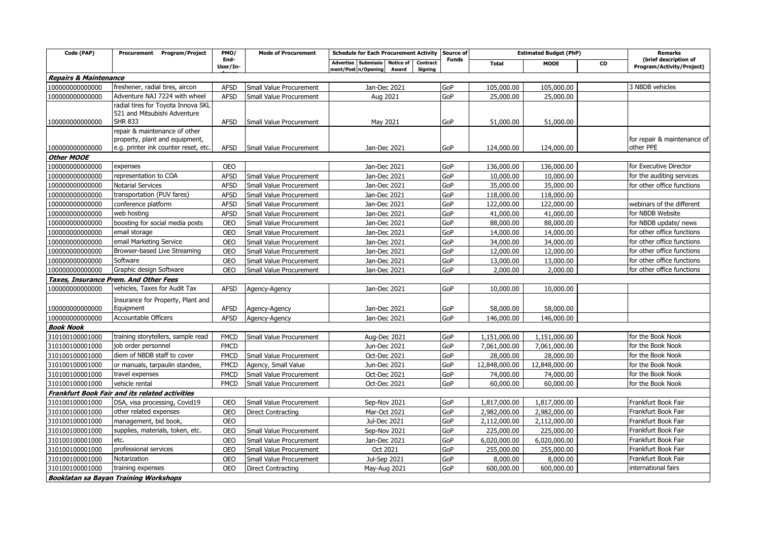| Code (PAP) | Procurement Program/Project | PMO/ End-User/In-charge | Mode of Procurement | Schedule for Each Procurement Activity | | | | Source of Funds | Estimated Budget (PhP) | | | Remarks (brief description of Program/Activity/Project) |
|---|---|---|---|---|---|---|---|---|---|---|---|---|
| | | | | Advertisement/Posting | Submission/Opening | Notice of Award | Contract Signing | | Total | MOOE | CO | |
| ***Repairs & Maintenance*** | | | | | | | | | | | | |
| 100000000000000 | freshener, radial tires, aircon | AFSD | Small Value Procurement | Jan-Dec 2021 | | | | GoP | 105,000.00 | 105,000.00 | | 3 NBDB vehicles |
| 100000000000000 | Adventure NAJ 7224 with wheel | AFSD | Small Value Procurement | Aug 2021 | | | | GoP | 25,000.00 | 25,000.00 | | |
| 100000000000000 | radial tires for Toyota Innova SKL 521 and Mitsubishi Adventure SHR 833 | AFSD | Small Value Procurement | May 2021 | | | | GoP | 51,000.00 | 51,000.00 | | |
| 100000000000000 | repair & maintenance of other property, plant and equipment, e.g. printer ink counter reset, etc. | AFSD | Small Value Procurement | Jan-Dec 2021 | | | | GoP | 124,000.00 | 124,000.00 | | for repair & maintenance of other PPE |
| ***Other MOOE*** | | | | | | | | | | | | |
| 100000000000000 | expenses | OEO | | Jan-Dec 2021 | | | | GoP | 136,000.00 | 136,000.00 | | for Executive Director |
| 100000000000000 | representation to COA | AFSD | Small Value Procurement | Jan-Dec 2021 | | | | GoP | 10,000.00 | 10,000.00 | | for the auditing services |
| 100000000000000 | Notarial Services | AFSD | Small Value Procurement | Jan-Dec 2021 | | | | GoP | 35,000.00 | 35,000.00 | | for other office functions |
| 100000000000000 | transportation (PUV fares) | AFSD | Small Value Procurement | Jan-Dec 2021 | | | | GoP | 118,000.00 | 118,000.00 | | |
| 100000000000000 | conference platform | AFSD | Small Value Procurement | Jan-Dec 2021 | | | | GoP | 122,000.00 | 122,000.00 | | webinars of the different |
| 100000000000000 | web hosting | AFSD | Small Value Procurement | Jan-Dec 2021 | | | | GoP | 41,000.00 | 41,000.00 | | for NBDB Website |
| 100000000000000 | boosting for social media posts | OEO | Small Value Procurement | Jan-Dec 2021 | | | | GoP | 88,000.00 | 88,000.00 | | for NBDB update/ news |
| 100000000000000 | email storage | OEO | Small Value Procurement | Jan-Dec 2021 | | | | GoP | 14,000.00 | 14,000.00 | | for other office functions |
| 100000000000000 | email Marketing Service | OEO | Small Value Procurement | Jan-Dec 2021 | | | | GoP | 34,000.00 | 34,000.00 | | for other office functions |
| 100000000000000 | Browser-based Live Streaming | OEO | Small Value Procurement | Jan-Dec 2021 | | | | GoP | 12,000.00 | 12,000.00 | | for other office functions |
| 100000000000000 | Software | OEO | Small Value Procurement | Jan-Dec 2021 | | | | GoP | 13,000.00 | 13,000.00 | | for other office functions |
| 100000000000000 | Graphic design Software | OEO | Small Value Procurement | Jan-Dec 2021 | | | | GoP | 2,000.00 | 2,000.00 | | for other office functions |
| ***Taxes, Insurance Prem. And Other Fees*** | | | | | | | | | | | | |
| 100000000000000 | vehicles, Taxes for Audit Tax | AFSD | Agency-Agency | Jan-Dec 2021 | | | | GoP | 10,000.00 | 10,000.00 | | |
| 100000000000000 | Insurance for Property, Plant and Equipment | AFSD | Agency-Agency | Jan-Dec 2021 | | | | GoP | 58,000.00 | 58,000.00 | | |
| 100000000000000 | Accountable Officers | AFSD | Agency-Agency | Jan-Dec 2021 | | | | GoP | 146,000.00 | 146,000.00 | | |
| ***Book Nook*** | | | | | | | | | | | | |
| 310100100001000 | training storytellers, sample read | FMCD | Small Value Procurement | Aug-Dec 2021 | | | | GoP | 1,151,000.00 | 1,151,000.00 | | for the Book Nook |
| 310100100001000 | job order personnel | FMCD | | Jun-Dec 2021 | | | | GoP | 7,061,000.00 | 7,061,000.00 | | for the Book Nook |
| 310100100001000 | diem of NBDB staff to cover | FMCD | Small Value Procurement | Oct-Dec 2021 | | | | GoP | 28,000.00 | 28,000.00 | | for the Book Nook |
| 310100100001000 | or manuals, tarpaulin standee, | FMCD | Agency, Small Value | Jun-Dec 2021 | | | | GoP | 12,848,000.00 | 12,848,000.00 | | for the Book Nook |
| 310100100001000 | travel expenses | FMCD | Small Value Procurement | Oct-Dec 2021 | | | | GoP | 74,000.00 | 74,000.00 | | for the Book Nook |
| 310100100001000 | vehicle rental | FMCD | Small Value Procurement | Oct-Dec 2021 | | | | GoP | 60,000.00 | 60,000.00 | | for the Book Nook |
| ***Frankfurt Book Fair and its related activities*** | | | | | | | | | | | | |
| 310100100001000 | DSA, visa processing, Covid19 | OEO | Small Value Procurement | Sep-Nov 2021 | | | | GoP | 1,817,000.00 | 1,817,000.00 | | Frankfurt Book Fair |
| 310100100001000 | other related expenses | OEO | Direct Contracting | Mar-Oct 2021 | | | | GoP | 2,982,000.00 | 2,982,000.00 | | Frankfurt Book Fair |
| 310100100001000 | management, bid book, | OEO | | Jul-Dec 2021 | | | | GoP | 2,112,000.00 | 2,112,000.00 | | Frankfurt Book Fair |
| 310100100001000 | supplies, materials, token, etc. | OEO | Small Value Procurement | Sep-Nov 2021 | | | | GoP | 225,000.00 | 225,000.00 | | Frankfurt Book Fair |
| 310100100001000 | etc. | OEO | Small Value Procurement | Jan-Dec 2021 | | | | GoP | 6,020,000.00 | 6,020,000.00 | | Frankfurt Book Fair |
| 310100100001000 | professional services | OEO | Small Value Procurement | Oct 2021 | | | | GoP | 255,000.00 | 255,000.00 | | Frankfurt Book Fair |
| 310100100001000 | Notarization | OEO | Small Value Procurement | Jul-Sep 2021 | | | | GoP | 8,000.00 | 8,000.00 | | Frankfurt Book Fair |
| 310100100001000 | training expenses | OEO | Direct Contracting | May-Aug 2021 | | | | GoP | 600,000.00 | 600,000.00 | | international fairs |
| ***Booklatan sa Bayan Training Workshops*** | | | | | | | | | | | | |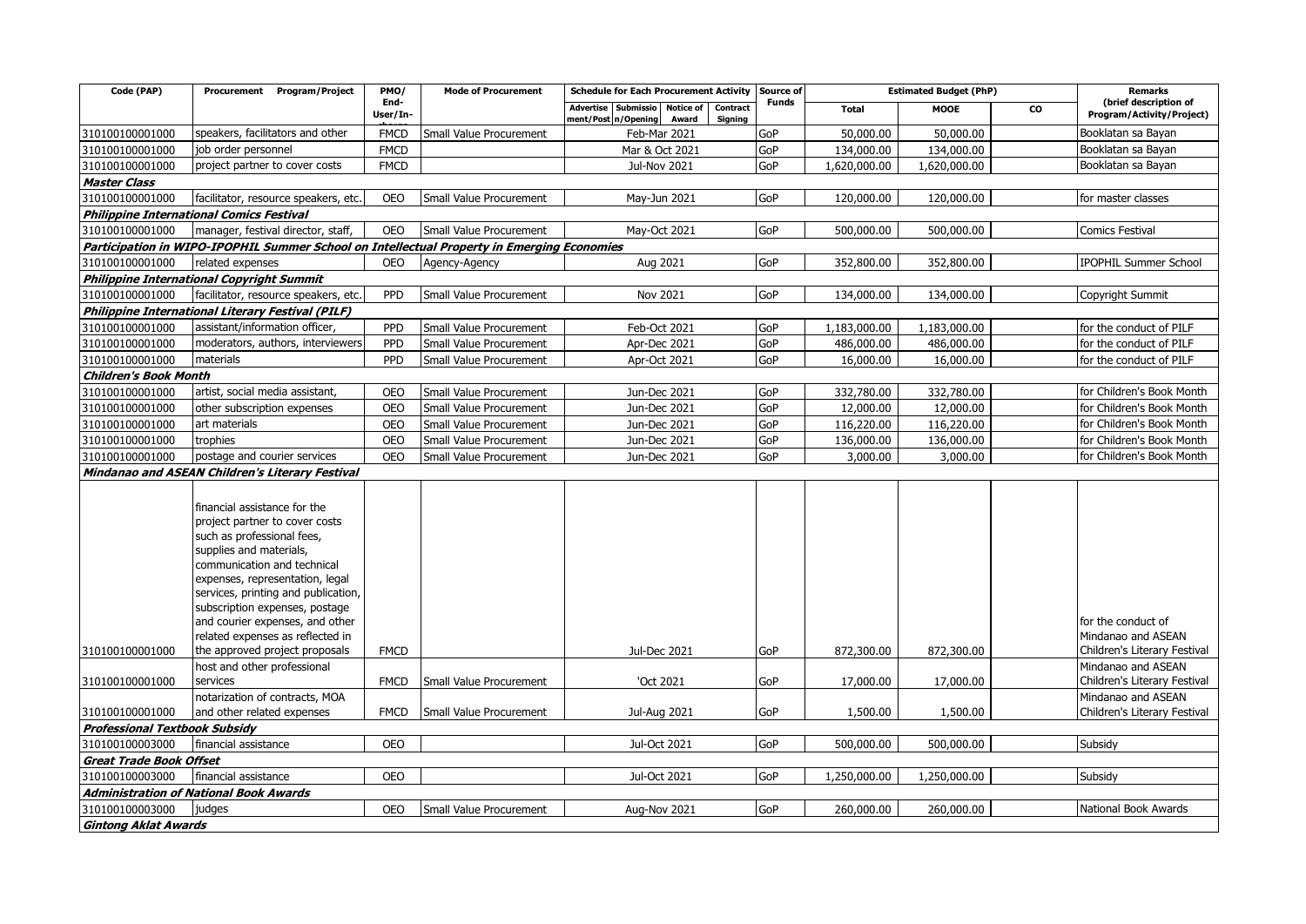| Code (PAP) | Procurement Program/Project | PMO/ End-User/In-house | Mode of Procurement | Schedule for Each Procurement Activity | | | | Source of Funds | Estimated Budget (PhP) | | | Remarks (brief description of Program/Activity/Project) |
|---|---|---|---|---|---|---|---|---|---|---|---|---|
| | | | | Advertisement/Post | Submission/Opening | Notice of Award | Contract Signing | | Total | MOOE | CO | |
| 310100100001000 | speakers, facilitators and other | FMCD | Small Value Procurement | Feb-Mar 2021 | | | | GoP | 50,000.00 | 50,000.00 | | Booklatan sa Bayan |
| 310100100001000 | job order personnel | FMCD | | Mar & Oct 2021 | | | | GoP | 134,000.00 | 134,000.00 | | Booklatan sa Bayan |
| 310100100001000 | project partner to cover costs | FMCD | | Jul-Nov 2021 | | | | GoP | 1,620,000.00 | 1,620,000.00 | | Booklatan sa Bayan |
| ***Master Class*** | | | | | | | | | | | | |
| 310100100001000 | facilitator, resource speakers, etc. | OEO | Small Value Procurement | May-Jun 2021 | | | | GoP | 120,000.00 | 120,000.00 | | for master classes |
| ***Philippine International Comics Festival*** | | | | | | | | | | | | |
| 310100100001000 | manager, festival director, staff, | OEO | Small Value Procurement | May-Oct 2021 | | | | GoP | 500,000.00 | 500,000.00 | | Comics Festival |
| ***Participation in WIPO-IPOPHIL Summer School on Intellectual Property in Emerging Economies*** | | | | | | | | | | | | |
| 310100100001000 | related expenses | OEO | Agency-Agency | Aug 2021 | | | | GoP | 352,800.00 | 352,800.00 | | IPOPHIL Summer School |
| ***Philippine International Copyright Summit*** | | | | | | | | | | | | |
| 310100100001000 | facilitator, resource speakers, etc. | PPD | Small Value Procurement | Nov 2021 | | | | GoP | 134,000.00 | 134,000.00 | | Copyright Summit |
| ***Philippine International Literary Festival (PILF)*** | | | | | | | | | | | | |
| 310100100001000 | assistant/information officer, | PPD | Small Value Procurement | Feb-Oct 2021 | | | | GoP | 1,183,000.00 | 1,183,000.00 | | for the conduct of PILF |
| 310100100001000 | moderators, authors, interviewers | PPD | Small Value Procurement | Apr-Dec 2021 | | | | GoP | 486,000.00 | 486,000.00 | | for the conduct of PILF |
| 310100100001000 | materials | PPD | Small Value Procurement | Apr-Oct 2021 | | | | GoP | 16,000.00 | 16,000.00 | | for the conduct of PILF |
| ***Children's Book Month*** | | | | | | | | | | | | |
| 310100100001000 | artist, social media assistant, | OEO | Small Value Procurement | Jun-Dec 2021 | | | | GoP | 332,780.00 | 332,780.00 | | for Children's Book Month |
| 310100100001000 | other subscription expenses | OEO | Small Value Procurement | Jun-Dec 2021 | | | | GoP | 12,000.00 | 12,000.00 | | for Children's Book Month |
| 310100100001000 | art materials | OEO | Small Value Procurement | Jun-Dec 2021 | | | | GoP | 116,220.00 | 116,220.00 | | for Children's Book Month |
| 310100100001000 | trophies | OEO | Small Value Procurement | Jun-Dec 2021 | | | | GoP | 136,000.00 | 136,000.00 | | for Children's Book Month |
| 310100100001000 | postage and courier services | OEO | Small Value Procurement | Jun-Dec 2021 | | | | GoP | 3,000.00 | 3,000.00 | | for Children's Book Month |
| ***Mindanao and ASEAN Children's Literary Festival*** | | | | | | | | | | | | |
| 310100100001000 | financial assistance for the project partner to cover costs such as professional fees, supplies and materials, communication and technical expenses, representation, legal services, printing and publication, subscription expenses, postage and courier expenses, and other related expenses as reflected in the approved project proposals | FMCD | | Jul-Dec 2021 | | | | GoP | 872,300.00 | 872,300.00 | | for the conduct of Mindanao and ASEAN Children's Literary Festival |
| 310100100001000 | host and other professional services | FMCD | Small Value Procurement | 'Oct 2021 | | | | GoP | 17,000.00 | 17,000.00 | | Mindanao and ASEAN Children's Literary Festival |
| 310100100001000 | notarization of contracts, MOA and other related expenses | FMCD | Small Value Procurement | Jul-Aug 2021 | | | | GoP | 1,500.00 | 1,500.00 | | Mindanao and ASEAN Children's Literary Festival |
| ***Professional Textbook Subsidy*** | | | | | | | | | | | | |
| 310100100003000 | financial assistance | OEO | | Jul-Oct 2021 | | | | GoP | 500,000.00 | 500,000.00 | | Subsidy |
| ***Great Trade Book Offset*** | | | | | | | | | | | | |
| 310100100003000 | financial assistance | OEO | | Jul-Oct 2021 | | | | GoP | 1,250,000.00 | 1,250,000.00 | | Subsidy |
| ***Administration of National Book Awards*** | | | | | | | | | | | | |
| 310100100003000 | judges | OEO | Small Value Procurement | Aug-Nov 2021 | | | | GoP | 260,000.00 | 260,000.00 | | National Book Awards |
| ***Gintong Aklat Awards*** | | | | | | | | | | | | |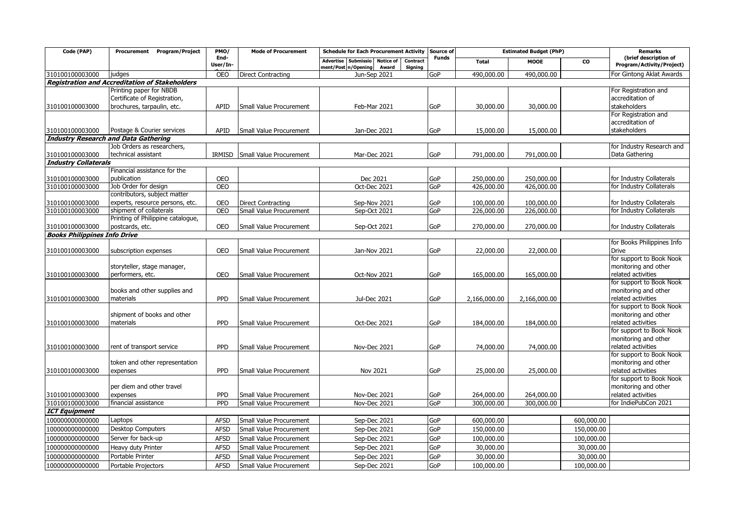| Code (PAP) | Procurement Program/Project | PMO/ End-User/In-charge | Mode of Procurement | Schedule for Each Procurement Activity | | | | Source of Funds | Estimated Budget (PhP) | | | Remarks (brief description of Program/Activity/Project) |
|---|---|---|---|---|---|---|---|---|---|---|---|---|
| | | | | Advertisement/Posting | Submission/Opening | Notice of Award | Contract Signing | | Total | MOOE | CO | |
| 310100100003000 | judges | OEO | Direct Contracting | Jun-Sep 2021 | | | | GoP | 490,000.00 | 490,000.00 | | For Gintong Aklat Awards |
| ***Registration and Accreditation of Stakeholders*** | | | | | | | | | | | | |
| 310100100003000 | Printing paper for NBDB Certificate of Registration, brochures, tarpaulin, etc. | APID | Small Value Procurement | Feb-Mar 2021 | | | | GoP | 30,000.00 | 30,000.00 | | For Registration and accreditation of stakeholders |
| 310100100003000 | Postage & Courier services | APID | Small Value Procurement | Jan-Dec 2021 | | | | GoP | 15,000.00 | 15,000.00 | | For Registration and accreditation of stakeholders |
| ***Industry Research and Data Gathering*** | | | | | | | | | | | | |
| 310100100003000 | Job Orders as researchers, technical assistant | IRMISD | Small Value Procurement | Mar-Dec 2021 | | | | GoP | 791,000.00 | 791,000.00 | | for Industry Research and Data Gathering |
| ***Industry Collaterals*** | | | | | | | | | | | | |
| 310100100003000 | Financial assistance for the publication | OEO | | Dec 2021 | | | | GoP | 250,000.00 | 250,000.00 | | for Industry Collaterals |
| 310100100003000 | Job Order for design | OEO | | Oct-Dec 2021 | | | | GoP | 426,000.00 | 426,000.00 | | for Industry Collaterals |
| 310100100003000 | contributors, subject matter experts, resource persons, etc. | OEO | Direct Contracting | Sep-Nov 2021 | | | | GoP | 100,000.00 | 100,000.00 | | for Industry Collaterals |
| 310100100003000 | shipment of collaterals | OEO | Small Value Procurement | Sep-Oct 2021 | | | | GoP | 226,000.00 | 226,000.00 | | for Industry Collaterals |
| 310100100003000 | Printing of Philippine catalogue, postcards, etc. | OEO | Small Value Procurement | Sep-Oct 2021 | | | | GoP | 270,000.00 | 270,000.00 | | for Industry Collaterals |
| ***Books Philippines Info Drive*** | | | | | | | | | | | | |
| 310100100003000 | subscription expenses | OEO | Small Value Procurement | Jan-Nov 2021 | | | | GoP | 22,000.00 | 22,000.00 | | for Books Philippines Info Drive |
| 310100100003000 | storyteller, stage manager, performers, etc. | OEO | Small Value Procurement | Oct-Nov 2021 | | | | GoP | 165,000.00 | 165,000.00 | | for support to Book Nook monitoring and other related activities |
| 310100100003000 | books and other supplies and materials | PPD | Small Value Procurement | Jul-Dec 2021 | | | | GoP | 2,166,000.00 | 2,166,000.00 | | for support to Book Nook monitoring and other related activities |
| 310100100003000 | shipment of books and other materials | PPD | Small Value Procurement | Oct-Dec 2021 | | | | GoP | 184,000.00 | 184,000.00 | | for support to Book Nook monitoring and other related activities |
| 310100100003000 | rent of transport service | PPD | Small Value Procurement | Nov-Dec 2021 | | | | GoP | 74,000.00 | 74,000.00 | | for support to Book Nook monitoring and other related activities |
| 310100100003000 | token and other representation expenses | PPD | Small Value Procurement | Nov 2021 | | | | GoP | 25,000.00 | 25,000.00 | | for support to Book Nook monitoring and other related activities |
| 310100100003000 | per diem and other travel expenses | PPD | Small Value Procurement | Nov-Dec 2021 | | | | GoP | 264,000.00 | 264,000.00 | | for support to Book Nook monitoring and other related activities |
| 310100100003000 | financial assistance | PPD | Small Value Procurement | Nov-Dec 2021 | | | | GoP | 300,000.00 | 300,000.00 | | for IndiePubCon 2021 |
| ***ICT Equipment*** | | | | | | | | | | | | |
| 100000000000000 | Laptops | AFSD | Small Value Procurement | Sep-Dec 2021 | | | | GoP | 600,000.00 | | 600,000.00 | |
| 100000000000000 | Desktop Computers | AFSD | Small Value Procurement | Sep-Dec 2021 | | | | GoP | 150,000.00 | | 150,000.00 | |
| 100000000000000 | Server for back-up | AFSD | Small Value Procurement | Sep-Dec 2021 | | | | GoP | 100,000.00 | | 100,000.00 | |
| 100000000000000 | Heavy duty Printer | AFSD | Small Value Procurement | Sep-Dec 2021 | | | | GoP | 30,000.00 | | 30,000.00 | |
| 100000000000000 | Portable Printer | AFSD | Small Value Procurement | Sep-Dec 2021 | | | | GoP | 30,000.00 | | 30,000.00 | |
| 100000000000000 | Portable Projectors | AFSD | Small Value Procurement | Sep-Dec 2021 | | | | GoP | 100,000.00 | | 100,000.00 | |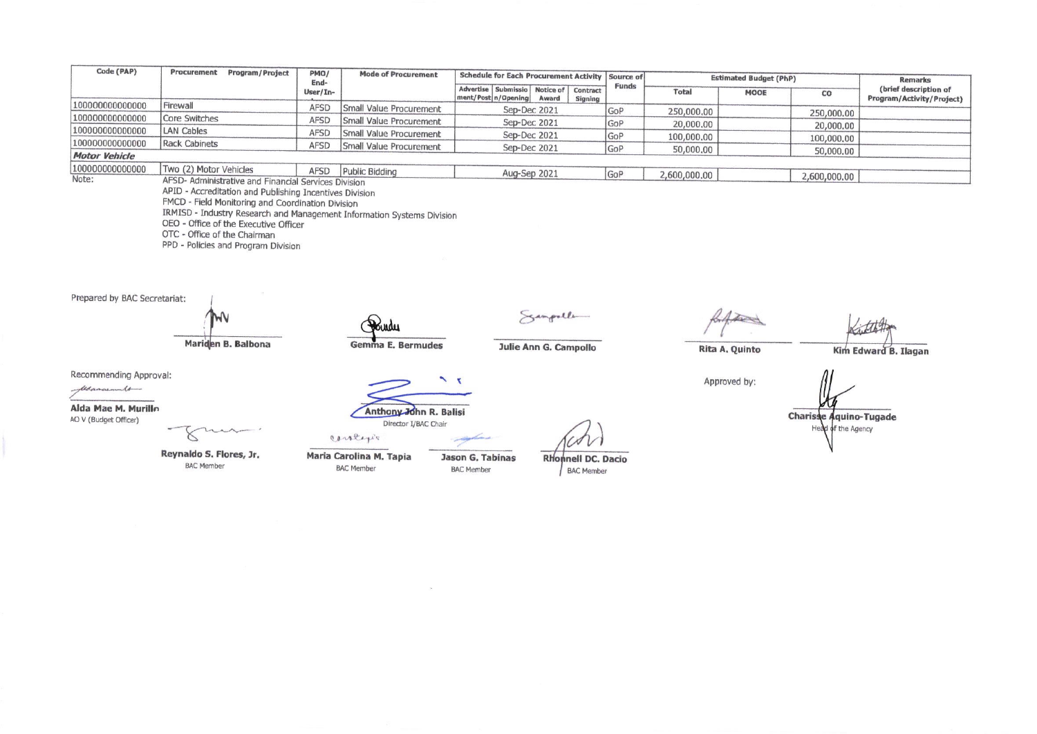| Code (PAP) | Procurement Program/Project | PMO/ End-User/In- | Mode of Procurement | Schedule for Each Procurement Activity | | | | Source of Funds | Estimated Budget (PhP) | | | Remarks (brief description of Program/Activity/Project) |
|---|---|---|---|---|---|---|---|---|---|---|---|---|
| | | | | Advertisement/Posting | Submission/Opening | Notice of Award | Contract Signing | | Total | MOOE | CO | |
| 100000000000000 | Firewall | AFSD | Small Value Procurement | Sep-Dec 2021 | | | | GoP | 250,000.00 | | 250,000.00 | |
| 100000000000000 | Core Switches | AFSD | Small Value Procurement | Sep-Dec 2021 | | | | GoP | 20,000.00 | | 20,000.00 | |
| 100000000000000 | LAN Cables | AFSD | Small Value Procurement | Sep-Dec 2021 | | | | GoP | 100,000.00 | | 100,000.00 | |
| 100000000000000 | Rack Cabinets | AFSD | Small Value Procurement | Sep-Dec 2021 | | | | GoP | 50,000.00 | | 50,000.00 | |
| ***Motor Vehicle*** | | | | | | | | | | | | |
| 100000000000000 | Two (2) Motor Vehicles | AFSD | Public Bidding | Aug-Sep 2021 | | | | GoP | 2,600,000.00 | | 2,600,000.00 | |

Note:
AFSD- Administrative and Financial Services Division
APID - Accreditation and Publishing Incentives Division
FMCD - Field Monitoring and Coordination Division
IRMISD - Industry Research and Management Information Systems Division
OEO - Office of the Executive Officer
OTC - Office of the Chairman
PPD - Policies and Program Division

Prepared by BAC Secretariat:

**Mariden B. Balbona** **Gemma E. Bermudes** **Julie Ann G. Campollo** **Rita A. Quinto** **Kim Edward B. Ilagan**

Recommending Approval:

**Alda Mae M. Murillo**
AO V (Budget Officer)

**Anthony John R. Balisi**
Director I/BAC Chair

**Reynaldo S. Flores, Jr.**
BAC Member

**Maria Carolina M. Tapia**
BAC Member

**Jason G. Tabinas**
BAC Member

**Rhonnell DC. Dacio**
BAC Member

Approved by:

**Charisse Aquino-Tugade**
Head of the Agency